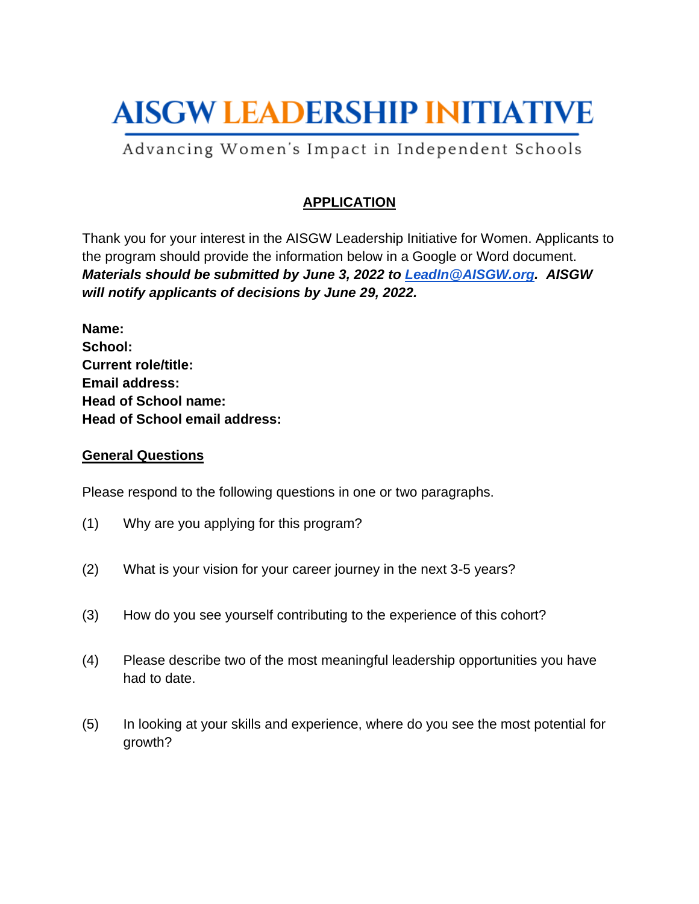# AISGW LEADERSHIP INITIATIVE

Advancing Women's Impact in Independent Schools

## APPLICATION

Thank you for your interest in the AISGW Leadership Initiative for Women. Applicants to the program should provide the information below in a Google or Word document. ***Materials should be submitted by June 3, 2022 to [LeadIn@AISGW.org](mailto:LeadIn@AISGW.org). AISGW will notify applicants of decisions by June 29, 2022.***

**Name:**
**School:**
**Current role/title:**
**Email address:**
**Head of School name:**
**Head of School email address:**

### General Questions

Please respond to the following questions in one or two paragraphs.

(1) Why are you applying for this program?

(2) What is your vision for your career journey in the next 3-5 years?

(3) How do you see yourself contributing to the experience of this cohort?

(4) Please describe two of the most meaningful leadership opportunities you have had to date.

(5) In looking at your skills and experience, where do you see the most potential for growth?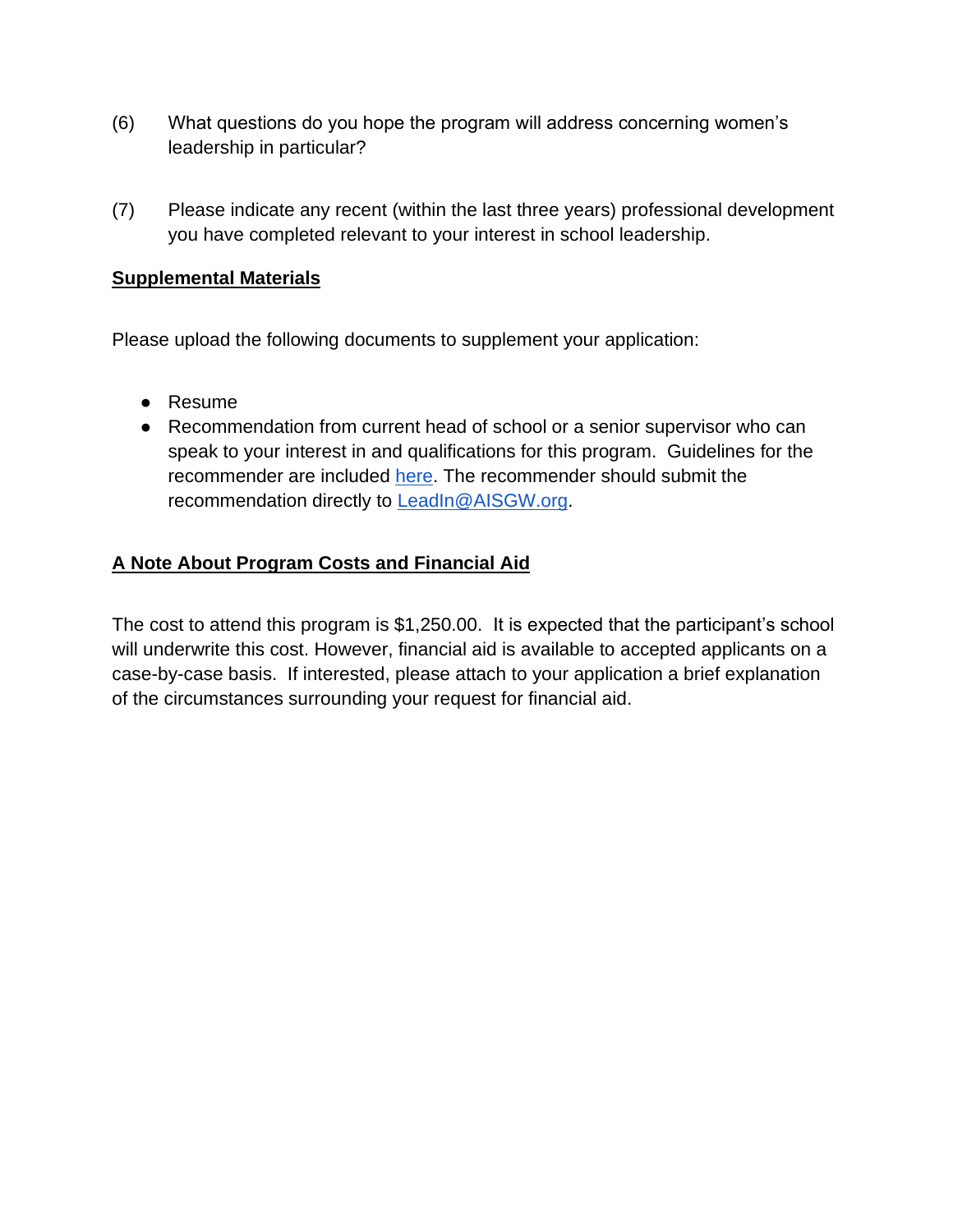(6) What questions do you hope the program will address concerning women's leadership in particular?

(7) Please indicate any recent (within the last three years) professional development you have completed relevant to your interest in school leadership.

**Supplemental Materials**

Please upload the following documents to supplement your application:

- Resume
- Recommendation from current head of school or a senior supervisor who can speak to your interest in and qualifications for this program. Guidelines for the recommender are included here. The recommender should submit the recommendation directly to LeadIn@AISGW.org.

**A Note About Program Costs and Financial Aid**

The cost to attend this program is $1,250.00. It is expected that the participant's school will underwrite this cost. However, financial aid is available to accepted applicants on a case-by-case basis. If interested, please attach to your application a brief explanation of the circumstances surrounding your request for financial aid.